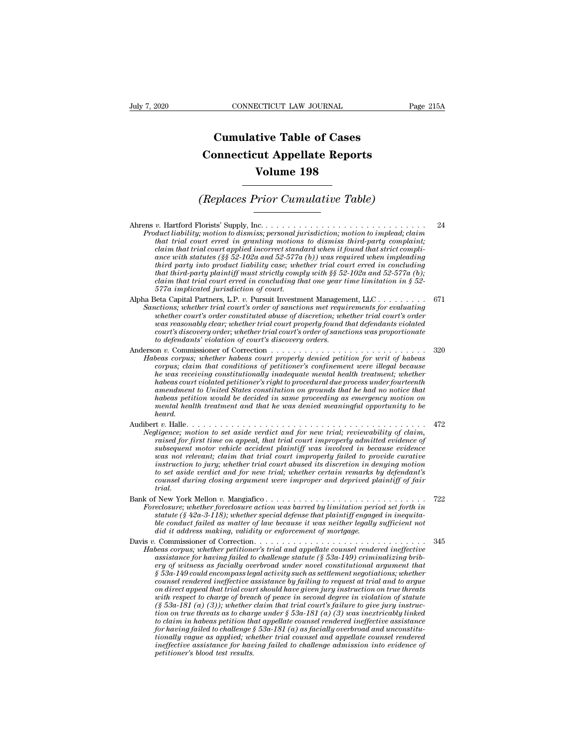# Cumulative Table of Cases
# Connecticut Appellate Reports
## Volume 198

## *(Replaces Prior Cumulative Table)*

Ahrens *v.* Hartford Florists' Supply, Inc. . . . . . . . . . . . . . . . . . . . . . . . . . . . . . 24
*Product liability; motion to dismiss; personal jurisdiction; motion to implead; claim that trial court erred in granting motions to dismiss third-party complaint; claim that trial court applied incorrect standard when it found that strict compliance with statutes (§§ 52-102a and 52-577a (b)) was required when impleading third party into product liability case; whether trial court erred in concluding that third-party plaintiff must strictly comply with §§ 52-102a and 52-577a (b); claim that trial court erred in concluding that one year time limitation in § 52-577a implicated jurisdiction of court.*

Alpha Beta Capital Partners, L.P. *v.* Pursuit Investment Management, LLC . . . . . . . . . 671
*Sanctions; whether trial court's order of sanctions met requirements for evaluating whether court's order constituted abuse of discretion; whether trial court's order was reasonably clear; whether trial court properly found that defendants violated court's discovery order; whether trial court's order of sanctions was proportionate to defendants' violation of court's discovery orders.*

Anderson *v.* Commissioner of Correction . . . . . . . . . . . . . . . . . . . . . . . . . . . 320
*Habeas corpus; whether habeas court properly denied petition for writ of habeas corpus; claim that conditions of petitioner's confinement were illegal because he was receiving constitutionally inadequate mental health treatment; whether habeas court violated petitioner's right to procedural due process under fourteenth amendment to United States constitution on grounds that he had no notice that habeas petition would be decided in same proceeding as emergency motion on mental health treatment and that he was denied meaningful opportunity to be heard.*

Audibert *v.* Halle. . . . . . . . . . . . . . . . . . . . . . . . . . . . . . . . . . . . . . . . . 472
*Negligence; motion to set aside verdict and for new trial; reviewability of claim, raised for first time on appeal, that trial court improperly admitted evidence of subsequent motor vehicle accident plaintiff was involved in because evidence was not relevant; claim that trial court improperly failed to provide curative instruction to jury; whether trial court abused its discretion in denying motion to set aside verdict and for new trial; whether certain remarks by defendant's counsel during closing argument were improper and deprived plaintiff of fair trial.*

Bank of New York Mellon *v.* Mangiafico . . . . . . . . . . . . . . . . . . . . . . . . . . . . 722
*Foreclosure; whether foreclosure action was barred by limitation period set forth in statute (§ 42a-3-118); whether special defense that plaintiff engaged in inequitable conduct failed as matter of law because it was neither legally sufficient not did it address making, validity or enforcement of mortgage.*

Davis *v.* Commissioner of Correction. . . . . . . . . . . . . . . . . . . . . . . . . . . . . . . 345
*Habeas corpus; whether petitioner's trial and appellate counsel rendered ineffective assistance for having failed to challenge statute (§ 53a-149) criminalizing bribery of witness as facially overbroad under novel constitutional argument that § 53a-149 could encompass legal activity such as settlement negotiations; whether counsel rendered ineffective assistance by failing to request at trial and to argue on direct appeal that trial court should have given jury instruction on true threats with respect to charge of breach of peace in second degree in violation of statute (§ 53a-181 (a) (3)); whether claim that trial court's failure to give jury instruction on true threats as to charge under § 53a-181 (a) (3) was inextricably linked to claim in habeas petition that appellate counsel rendered ineffective assistance for having failed to challenge § 53a-181 (a) as facially overbroad and unconstitutionally vague as applied; whether trial counsel and appellate counsel rendered ineffective assistance for having failed to challenge admission into evidence of petitioner's blood test results.*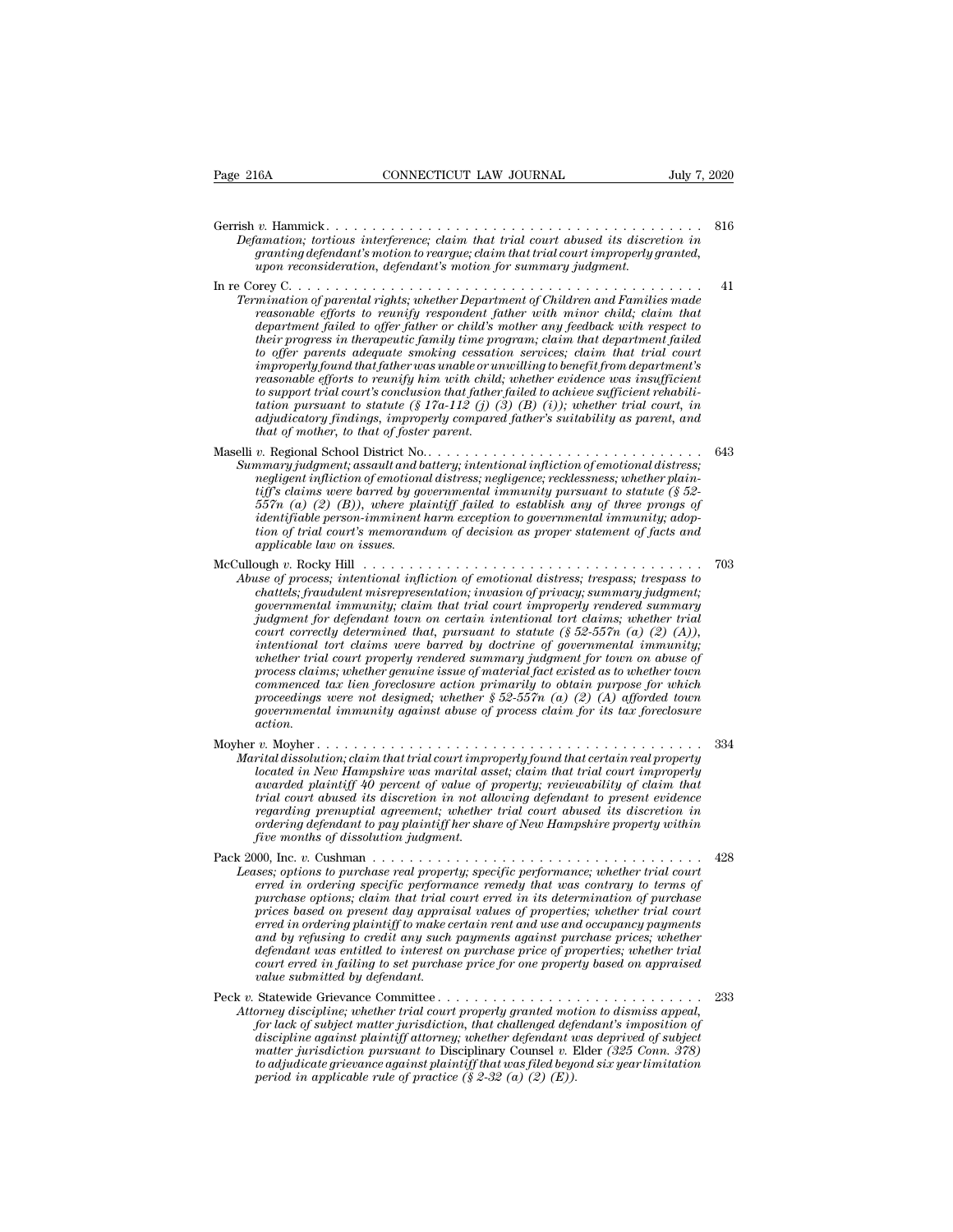Gerrish *v.* Hammick . . . . . . . . . . . . . . . . . . . . . . . . . . . . . . . . . . . . . . . . 816
*Defamation; tortious interference; claim that trial court abused its discretion in granting defendant's motion to reargue; claim that trial court improperly granted, upon reconsideration, defendant's motion for summary judgment.*

In re Corey C. . . . . . . . . . . . . . . . . . . . . . . . . . . . . . . . . . . . . . . . . . . . 41
*Termination of parental rights; whether Department of Children and Families made reasonable efforts to reunify respondent father with minor child; claim that department failed to offer father or child's mother any feedback with respect to their progress in therapeutic family time program; claim that department failed to offer parents adequate smoking cessation services; claim that trial court improperly found that father was unable or unwilling to benefit from department's reasonable efforts to reunify him with child; whether evidence was insufficient to support trial court's conclusion that father failed to achieve sufficient rehabilitation pursuant to statute (§ 17a-112 (j) (3) (B) (i)); whether trial court, in adjudicatory findings, improperly compared father's suitability as parent, and that of mother, to that of foster parent.*

Maselli *v.* Regional School District No.. . . . . . . . . . . . . . . . . . . . . . . . . . . . . 643
*Summary judgment; assault and battery; intentional infliction of emotional distress; negligent infliction of emotional distress; negligence; recklessness; whether plaintiff's claims were barred by governmental immunity pursuant to statute (§ 52-557n (a) (2) (B)), where plaintiff failed to establish any of three prongs of identifiable person-imminent harm exception to governmental immunity; adoption of trial court's memorandum of decision as proper statement of facts and applicable law on issues.*

McCullough *v.* Rocky Hill . . . . . . . . . . . . . . . . . . . . . . . . . . . . . . . . . . . . 703
*Abuse of process; intentional infliction of emotional distress; trespass; trespass to chattels; fraudulent misrepresentation; invasion of privacy; summary judgment; governmental immunity; claim that trial court improperly rendered summary judgment for defendant town on certain intentional tort claims; whether trial court correctly determined that, pursuant to statute (§ 52-557n (a) (2) (A)), intentional tort claims were barred by doctrine of governmental immunity; whether trial court properly rendered summary judgment for town on abuse of process claims; whether genuine issue of material fact existed as to whether town commenced tax lien foreclosure action primarily to obtain purpose for which proceedings were not designed; whether § 52-557n (a) (2) (A) afforded town governmental immunity against abuse of process claim for its tax foreclosure action.*

Moyher *v.* Moyher . . . . . . . . . . . . . . . . . . . . . . . . . . . . . . . . . . . . . . . . . 334
*Marital dissolution; claim that trial court improperly found that certain real property located in New Hampshire was marital asset; claim that trial court improperly awarded plaintiff 40 percent of value of property; reviewability of claim that trial court abused its discretion in not allowing defendant to present evidence regarding prenuptial agreement; whether trial court abused its discretion in ordering defendant to pay plaintiff her share of New Hampshire property within five months of dissolution judgment.*

Pack 2000, Inc. *v.* Cushman . . . . . . . . . . . . . . . . . . . . . . . . . . . . . . . . . . . 428
*Leases; options to purchase real property; specific performance; whether trial court erred in ordering specific performance remedy that was contrary to terms of purchase options; claim that trial court erred in its determination of purchase prices based on present day appraisal values of properties; whether trial court erred in ordering plaintiff to make certain rent and use and occupancy payments and by refusing to credit any such payments against purchase prices; whether defendant was entitled to interest on purchase price of properties; whether trial court erred in failing to set purchase price for one property based on appraised value submitted by defendant.*

Peck *v.* Statewide Grievance Committee . . . . . . . . . . . . . . . . . . . . . . . . . . . . 233
*Attorney discipline; whether trial court properly granted motion to dismiss appeal, for lack of subject matter jurisdiction, that challenged defendant's imposition of discipline against plaintiff attorney; whether defendant was deprived of subject matter jurisdiction pursuant to* Disciplinary Counsel *v.* Elder *(325 Conn. 378) to adjudicate grievance against plaintiff that was filed beyond six year limitation period in applicable rule of practice (§ 2-32 (a) (2) (E)).*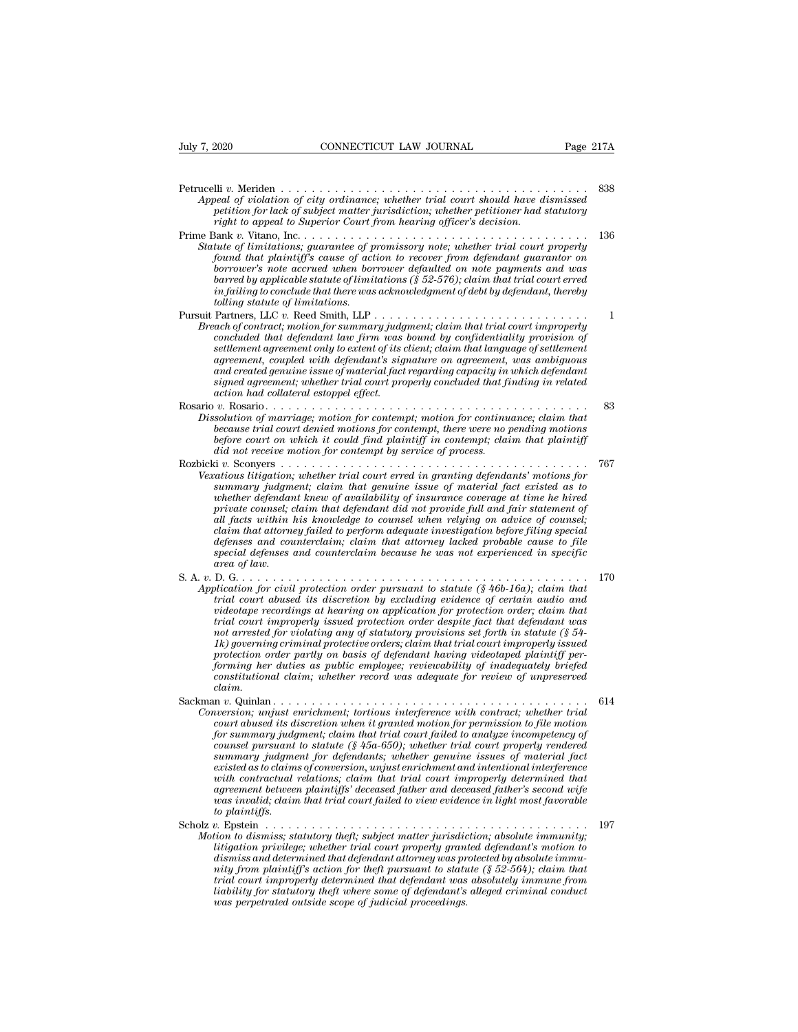Petrucelli *v.* Meriden . . . . . . . . . . . . . . . . . . . . . . . . . . . . . . . . . . . . . . . . 838
*Appeal of violation of city ordinance; whether trial court should have dismissed petition for lack of subject matter jurisdiction; whether petitioner had statutory right to appeal to Superior Court from hearing officer's decision.*

Prime Bank *v.* Vitano, Inc. . . . . . . . . . . . . . . . . . . . . . . . . . . . . . . . . . . . . 136
*Statute of limitations; guarantee of promissory note; whether trial court properly found that plaintiff's cause of action to recover from defendant guarantor on borrower's note accrued when borrower defaulted on note payments and was barred by applicable statute of limitations (§ 52-576); claim that trial court erred in failing to conclude that there was acknowledgment of debt by defendant, thereby tolling statute of limitations.*

Pursuit Partners, LLC *v.* Reed Smith, LLP . . . . . . . . . . . . . . . . . . . . . . . . . . . . 1
*Breach of contract; motion for summary judgment; claim that trial court improperly concluded that defendant law firm was bound by confidentiality provision of settlement agreement only to extent of its client; claim that language of settlement agreement, coupled with defendant's signature on agreement, was ambiguous and created genuine issue of material fact regarding capacity in which defendant signed agreement; whether trial court properly concluded that finding in related action had collateral estoppel effect.*

Rosario *v.* Rosario. . . . . . . . . . . . . . . . . . . . . . . . . . . . . . . . . . . . . . . . . 83
*Dissolution of marriage; motion for contempt; motion for continuance; claim that because trial court denied motions for contempt, there were no pending motions before court on which it could find plaintiff in contempt; claim that plaintiff did not receive motion for contempt by service of process.*

Rozbicki *v.* Sconyers . . . . . . . . . . . . . . . . . . . . . . . . . . . . . . . . . . . . . . . . 767
*Vexatious litigation; whether trial court erred in granting defendants' motions for summary judgment; claim that genuine issue of material fact existed as to whether defendant knew of availability of insurance coverage at time he hired private counsel; claim that defendant did not provide full and fair statement of all facts within his knowledge to counsel when relying on advice of counsel; claim that attorney failed to perform adequate investigation before filing special defenses and counterclaim; claim that attorney lacked probable cause to file special defenses and counterclaim because he was not experienced in specific area of law.*

S. A. *v.* D. G. . . . . . . . . . . . . . . . . . . . . . . . . . . . . . . . . . . . . . . . . . . . 170
*Application for civil protection order pursuant to statute (§ 46b-16a); claim that trial court abused its discretion by excluding evidence of certain audio and videotape recordings at hearing on application for protection order; claim that trial court improperly issued protection order despite fact that defendant was not arrested for violating any of statutory provisions set forth in statute (§ 54-1k) governing criminal protective orders; claim that trial court improperly issued protection order partly on basis of defendant having videotaped plaintiff performing her duties as public employee; reviewability of inadequately briefed constitutional claim; whether record was adequate for review of unpreserved claim.*

Sackman *v.* Quinlan . . . . . . . . . . . . . . . . . . . . . . . . . . . . . . . . . . . . . . . . 614
*Conversion; unjust enrichment; tortious interference with contract; whether trial court abused its discretion when it granted motion for permission to file motion for summary judgment; claim that trial court failed to analyze incompetency of counsel pursuant to statute (§ 45a-650); whether trial court properly rendered summary judgment for defendants; whether genuine issues of material fact existed as to claims of conversion, unjust enrichment and intentional interference with contractual relations; claim that trial court improperly determined that agreement between plaintiffs' deceased father and deceased father's second wife was invalid; claim that trial court failed to view evidence in light most favorable to plaintiffs.*

Scholz *v.* Epstein . . . . . . . . . . . . . . . . . . . . . . . . . . . . . . . . . . . . . . . . . 197
*Motion to dismiss; statutory theft; subject matter jurisdiction; absolute immunity; litigation privilege; whether trial court properly granted defendant's motion to dismiss and determined that defendant attorney was protected by absolute immunity from plaintiff's action for theft pursuant to statute (§ 52-564); claim that trial court improperly determined that defendant was absolutely immune from liability for statutory theft where some of defendant's alleged criminal conduct was perpetrated outside scope of judicial proceedings.*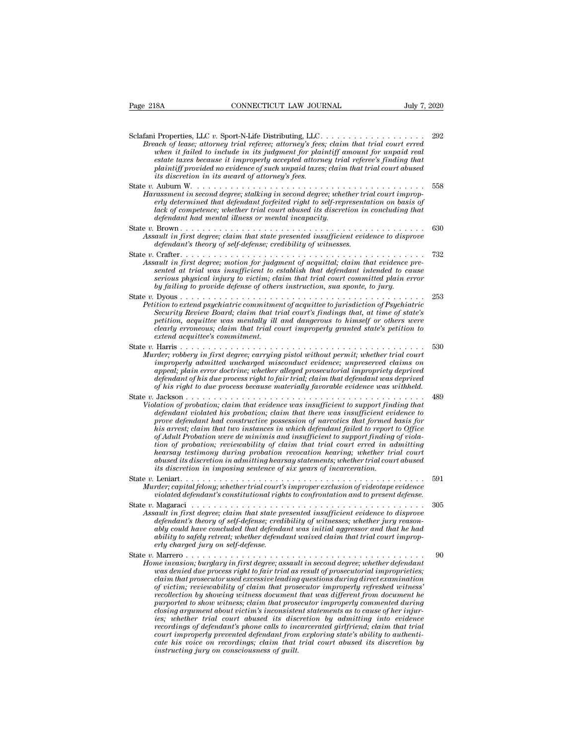Sclafani Properties, LLC *v.* Sport-N-Life Distributing, LLC. . . . . . . . . . . . . . . . . . . 292
*Breach of lease; attorney trial referee; attorney's fees; claim that trial court erred when it failed to include in its judgment for plaintiff amount for unpaid real estate taxes because it improperly accepted attorney trial referee's finding that plaintiff provided no evidence of such unpaid taxes; claim that trial court abused its discretion in its award of attorney's fees.*

State *v.* Auburn W. . . . . . . . . . . . . . . . . . . . . . . . . . . . . . . . . . . . . . . . . . 558
*Harassment in second degree; stalking in second degree; whether trial court improperly determined that defendant forfeited right to self-representation on basis of lack of competence; whether trial court abused its discretion in concluding that defendant had mental illness or mental incapacity.*

State *v.* Brown . . . . . . . . . . . . . . . . . . . . . . . . . . . . . . . . . . . . . . . . . . . 630
*Assault in first degree; claim that state presented insufficient evidence to disprove defendant's theory of self-defense; credibility of witnesses.*

State *v.* Crafter. . . . . . . . . . . . . . . . . . . . . . . . . . . . . . . . . . . . . . . . . . . 732
*Assault in first degree; motion for judgment of acquittal; claim that evidence presented at trial was insufficient to establish that defendant intended to cause serious physical injury to victim; claim that trial court committed plain error by failing to provide defense of others instruction, sua sponte, to jury.*

State *v.* Dyous . . . . . . . . . . . . . . . . . . . . . . . . . . . . . . . . . . . . . . . . . . . 253
*Petition to extend psychiatric commitment of acquittee to jurisdiction of Psychiatric Security Review Board; claim that trial court's findings that, at time of state's petition, acquittee was mentally ill and dangerous to himself or others were clearly erroneous; claim that trial court improperly granted state's petition to extend acquittee's commitment.*

State *v.* Harris . . . . . . . . . . . . . . . . . . . . . . . . . . . . . . . . . . . . . . . . . . . 530
*Murder; robbery in first degree; carrying pistol without permit; whether trial court improperly admitted uncharged misconduct evidence; unpreserved claims on appeal; plain error doctrine; whether alleged prosecutorial impropriety deprived defendant of his due process right to fair trial; claim that defendant was deprived of his right to due process because materially favorable evidence was withheld.*

State *v.* Jackson . . . . . . . . . . . . . . . . . . . . . . . . . . . . . . . . . . . . . . . . . . 489
*Violation of probation; claim that evidence was insufficient to support finding that defendant violated his probation; claim that there was insufficient evidence to prove defendant had constructive possession of narcotics that formed basis for his arrest; claim that two instances in which defendant failed to report to Office of Adult Probation were de minimis and insufficient to support finding of violation of probation; reviewability of claim that trial court erred in admitting hearsay testimony during probation revocation hearing; whether trial court abused its discretion in admitting hearsay statements; whether trial court abused its discretion in imposing sentence of six years of incarceration.*

State *v.* Leniart. . . . . . . . . . . . . . . . . . . . . . . . . . . . . . . . . . . . . . . . . . . 591
*Murder; capital felony; whether trial court's improper exclusion of videotape evidence violated defendant's constitutional rights to confrontation and to present defense.*

State *v.* Magaraci . . . . . . . . . . . . . . . . . . . . . . . . . . . . . . . . . . . . . . . . . . 305
*Assault in first degree; claim that state presented insufficient evidence to disprove defendant's theory of self-defense; credibility of witnesses; whether jury reasonably could have concluded that defendant was initial aggressor and that he had ability to safely retreat; whether defendant waived claim that trial court improperly charged jury on self-defense.*

State *v.* Marrero . . . . . . . . . . . . . . . . . . . . . . . . . . . . . . . . . . . . . . . . . . . 90
*Home invasion; burglary in first degree; assault in second degree; whether defendant was denied due process right to fair trial as result of prosecutorial improprieties; claim that prosecutor used excessive leading questions during direct examination of victim; reviewability of claim that prosecutor improperly refreshed witness' recollection by showing witness document that was different from document he purported to show witness; claim that prosecutor improperly commented during closing argument about victim's inconsistent statements as to cause of her injuries; whether trial court abused its discretion by admitting into evidence recordings of defendant's phone calls to incarcerated girlfriend; claim that trial court improperly prevented defendant from exploring state's ability to authenticate his voice on recordings; claim that trial court abused its discretion by instructing jury on consciousness of guilt.*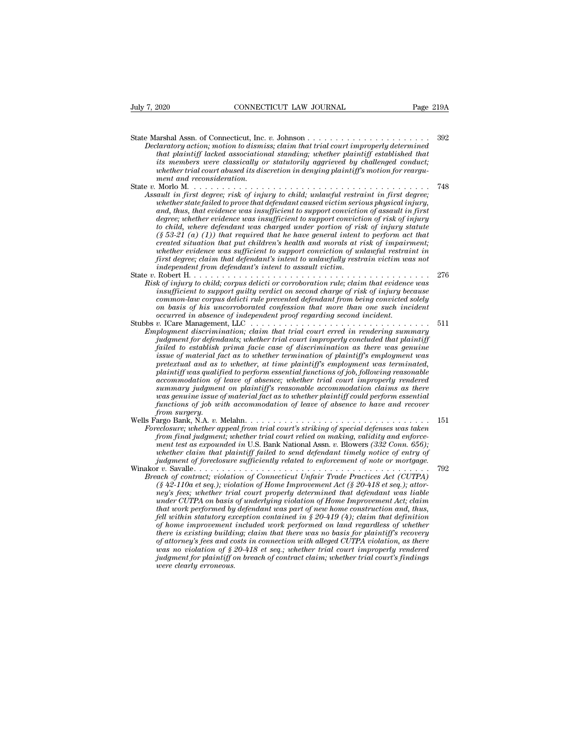State Marshal Assn. of Connecticut, Inc. *v.* Johnson . . . . . . . . . . . . . . . . . . . . . . 392
*Declaratory action; motion to dismiss; claim that trial court improperly determined that plaintiff lacked associational standing; whether plaintiff established that its members were classically or statutorily aggrieved by challenged conduct; whether trial court abused its discretion in denying plaintiff's motion for reargument and reconsideration.*

State *v.* Morlo M. . . . . . . . . . . . . . . . . . . . . . . . . . . . . . . . . . . . . . . . . . 748
*Assault in first degree; risk of injury to child; unlawful restraint in first degree; whether state failed to prove that defendant caused victim serious physical injury, and, thus, that evidence was insufficient to support conviction of assault in first degree; whether evidence was insufficient to support conviction of risk of injury to child, where defendant was charged under portion of risk of injury statute (§ 53-21 (a) (1)) that required that he have general intent to perform act that created situation that put children's health and morals at risk of impairment; whether evidence was sufficient to support conviction of unlawful restraint in first degree; claim that defendant's intent to unlawfully restrain victim was not independent from defendant's intent to assault victim.*

State *v.* Robert H. . . . . . . . . . . . . . . . . . . . . . . . . . . . . . . . . . . . . . . . . . 276
*Risk of injury to child; corpus delicti or corroboration rule; claim that evidence was insufficient to support guilty verdict on second charge of risk of injury because common-law corpus delicti rule prevented defendant from being convicted solely on basis of his uncorroborated confession that more than one such incident occurred in absence of independent proof regarding second incident.*

Stubbs *v.* ICare Management, LLC . . . . . . . . . . . . . . . . . . . . . . . . . . . . . . . . 511
*Employment discrimination; claim that trial court erred in rendering summary judgment for defendants; whether trial court improperly concluded that plaintiff failed to establish prima facie case of discrimination as there was genuine issue of material fact as to whether termination of plaintiff's employment was pretextual and as to whether, at time plaintiff's employment was terminated, plaintiff was qualified to perform essential functions of job, following reasonable accommodation of leave of absence; whether trial court improperly rendered summary judgment on plaintiff's reasonable accommodation claims as there was genuine issue of material fact as to whether plaintiff could perform essential functions of job with accommodation of leave of absence to have and recover from surgery.*

Wells Fargo Bank, N.A. *v.* Melahn. . . . . . . . . . . . . . . . . . . . . . . . . . . . . . . . . 151
*Foreclosure; whether appeal from trial court's striking of special defenses was taken from final judgment; whether trial court relied on making, validity and enforcement test as expounded in* U.S. Bank National Assn. *v.* Blowers *(332 Conn. 656); whether claim that plaintiff failed to send defendant timely notice of entry of judgment of foreclosure sufficiently related to enforcement of note or mortgage.*

Winakor *v.* Savalle. . . . . . . . . . . . . . . . . . . . . . . . . . . . . . . . . . . . . . . . . . 792
*Breach of contract; violation of Connecticut Unfair Trade Practices Act (CUTPA) (§ 42-110a et seq.); violation of Home Improvement Act (§ 20-418 et seq.); attorney's fees; whether trial court properly determined that defendant was liable under CUTPA on basis of underlying violation of Home Improvement Act; claim that work performed by defendant was part of new home construction and, thus, fell within statutory exception contained in § 20-419 (4); claim that definition of home improvement included work performed on land regardless of whether there is existing building; claim that there was no basis for plaintiff's recovery of attorney's fees and costs in connection with alleged CUTPA violation, as there was no violation of § 20-418 et seq.; whether trial court improperly rendered judgment for plaintiff on breach of contract claim; whether trial court's findings were clearly erroneous.*